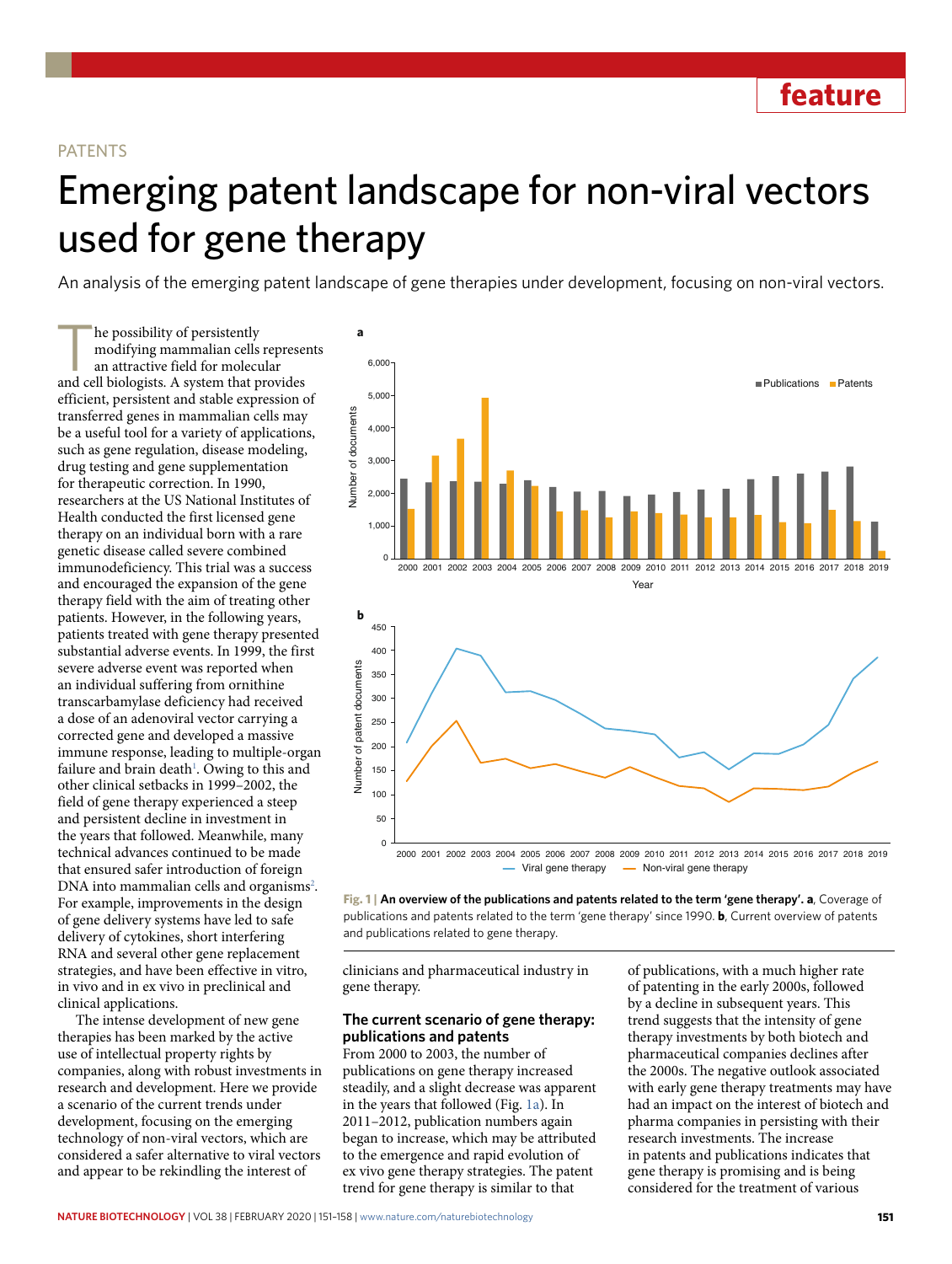PATENTS

# Emerging patent landscape for non-viral vectors used for gene therapy

An analysis of the emerging patent landscape of gene therapies under development, focusing on non-viral vectors.

The possibility of persistently modifying mammalian cells represents an attractive field for molecular and cell biologists. A system that provides efficient, persistent and stable expression of transferred genes in mammalian cells may be a useful tool for a variety of applications, such as gene regulation, disease modeling, drug testing and gene supplementation for therapeutic correction. In 1990, researchers at the US National Institutes of Health conducted the first licensed gene therapy on an individual born with a rare genetic disease called severe combined immunodeficiency. This trial was a success and encouraged the expansion of the gene therapy field with the aim of treating other patients. However, in the following years, patients treated with gene therapy presented substantial adverse events. In 1999, the first severe adverse event was reported when an individual suffering from ornithine transcarbamylase deficiency had received a dose of an adenoviral vector carrying a corrected gene and developed a massive immune response, leading to multiple-organ failure and brain death[1]. Owing to this and other clinical setbacks in 1999–2002, the field of gene therapy experienced a steep and persistent decline in investment in the years that followed. Meanwhile, many technical advances continued to be made that ensured safer introduction of foreign DNA into mammalian cells and organisms[2]. For example, improvements in the design of gene delivery systems have led to safe delivery of cytokines, short interfering RNA and several other gene replacement strategies, and have been effective in vitro, in vivo and in ex vivo in preclinical and clinical applications.

The intense development of new gene therapies has been marked by the active use of intellectual property rights by companies, along with robust investments in research and development. Here we provide a scenario of the current trends under development, focusing on the emerging technology of non-viral vectors, which are considered a safer alternative to viral vectors and appear to be rekindling the interest of clinicians and pharmaceutical industry in gene therapy.

**Fig. 1 | An overview of the publications and patents related to the term 'gene therapy'. a**, Coverage of publications and patents related to the term 'gene therapy' since 1990. **b**, Current overview of patents and publications related to gene therapy.

## The current scenario of gene therapy: publications and patents

From 2000 to 2003, the number of publications on gene therapy increased steadily, and a slight decrease was apparent in the years that followed (Fig. 1a). In 2011–2012, publication numbers again began to increase, which may be attributed to the emergence and rapid evolution of ex vivo gene therapy strategies. The patent trend for gene therapy is similar to that of publications, with a much higher rate of patenting in the early 2000s, followed by a decline in subsequent years. This trend suggests that the intensity of gene therapy investments by both biotech and pharmaceutical companies declines after the 2000s. The negative outlook associated with early gene therapy treatments may have had an impact on the interest of biotech and pharma companies in persisting with their research investments. The increase in patents and publications indicates that gene therapy is promising and is being considered for the treatment of various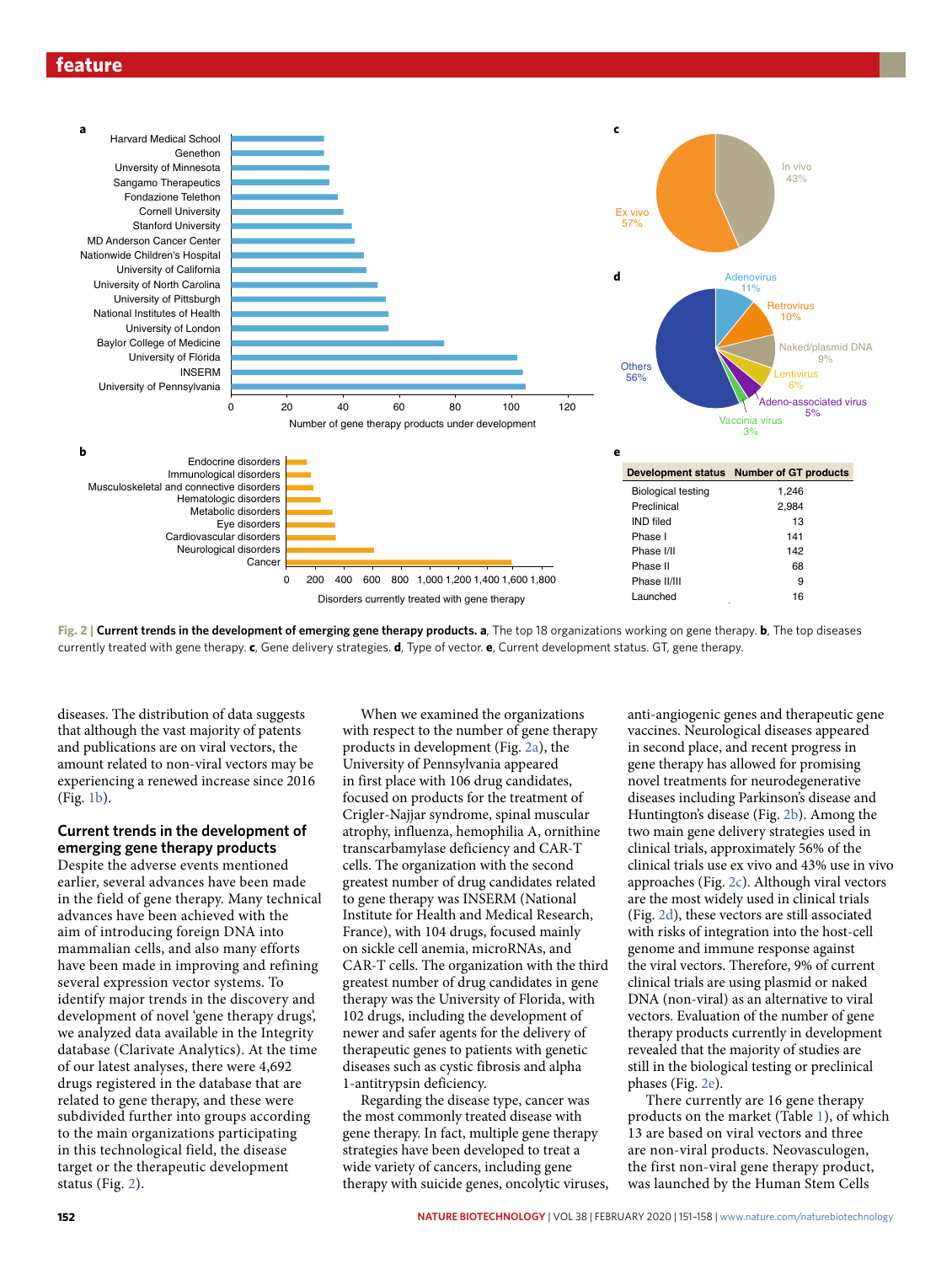| Development status | Number of GT products |
|---|---|
| Biological testing | 1,246 |
| Preclinical | 2,984 |
| IND filed | 13 |
| Phase I | 141 |
| Phase I/II | 142 |
| Phase II | 68 |
| Phase II/III | 9 |
| Launched | 16 |

**Fig. 2 | Current trends in the development of emerging gene therapy products. a**, The top 18 organizations working on gene therapy. **b**, The top diseases currently treated with gene therapy. **c**, Gene delivery strategies. **d**, Type of vector. **e**, Current development status. GT, gene therapy.

diseases. The distribution of data suggests that although the vast majority of patents and publications are on viral vectors, the amount related to non-viral vectors may be experiencing a renewed increase since 2016 (Fig. 1b).

### Current trends in the development of emerging gene therapy products

Despite the adverse events mentioned earlier, several advances have been made in the field of gene therapy. Many technical advances have been achieved with the aim of introducing foreign DNA into mammalian cells, and also many efforts have been made in improving and refining several expression vector systems. To identify major trends in the discovery and development of novel 'gene therapy drugs', we analyzed data available in the Integrity database (Clarivate Analytics). At the time of our latest analyses, there were 4,692 drugs registered in the database that are related to gene therapy, and these were subdivided further into groups according to the main organizations participating in this technological field, the disease target or the therapeutic development status (Fig. 2).

When we examined the organizations with respect to the number of gene therapy products in development (Fig. 2a), the University of Pennsylvania appeared in first place with 106 drug candidates, focused on products for the treatment of Crigler-Najjar syndrome, spinal muscular atrophy, influenza, hemophilia A, ornithine transcarbamylase deficiency and CAR-T cells. The organization with the second greatest number of drug candidates related to gene therapy was INSERM (National Institute for Health and Medical Research, France), with 104 drugs, focused mainly on sickle cell anemia, microRNAs, and CAR-T cells. The organization with the third greatest number of drug candidates in gene therapy was the University of Florida, with 102 drugs, including the development of newer and safer agents for the delivery of therapeutic genes to patients with genetic diseases such as cystic fibrosis and alpha 1-antitrypsin deficiency.

Regarding the disease type, cancer was the most commonly treated disease with gene therapy. In fact, multiple gene therapy strategies have been developed to treat a wide variety of cancers, including gene therapy with suicide genes, oncolytic viruses, anti-angiogenic genes and therapeutic gene vaccines. Neurological diseases appeared in second place, and recent progress in gene therapy has allowed for promising novel treatments for neurodegenerative diseases including Parkinson's disease and Huntington's disease (Fig. 2b). Among the two main gene delivery strategies used in clinical trials, approximately 56% of the clinical trials use ex vivo and 43% use in vivo approaches (Fig. 2c). Although viral vectors are the most widely used in clinical trials (Fig. 2d), these vectors are still associated with risks of integration into the host-cell genome and immune response against the viral vectors. Therefore, 9% of current clinical trials are using plasmid or naked DNA (non-viral) as an alternative to viral vectors. Evaluation of the number of gene therapy products currently in development revealed that the majority of studies are still in the biological testing or preclinical phases (Fig. 2e).

There currently are 16 gene therapy products on the market (Table 1), of which 13 are based on viral vectors and three are non-viral products. Neovasculogen, the first non-viral gene therapy product, was launched by the Human Stem Cells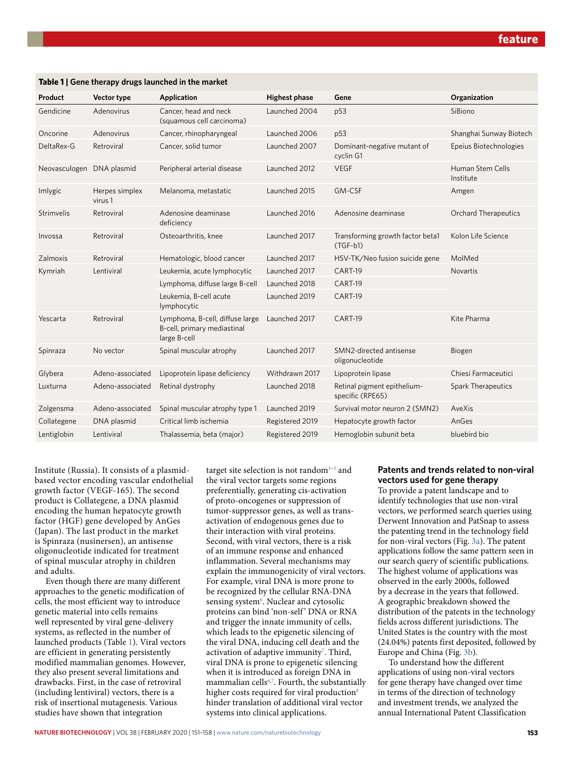**Table 1 | Gene therapy drugs launched in the market**

| Product | Vector type | Application | Highest phase | Gene | Organization |
|---|---|---|---|---|---|
| Gendicine | Adenovirus | Cancer, head and neck (squamous cell carcinoma) | Launched 2004 | p53 | SiBiono |
| Oncorine | Adenovirus | Cancer, rhinopharyngeal | Launched 2006 | p53 | Shanghai Sunway Biotech |
| DeltaRex-G | Retroviral | Cancer, solid tumor | Launched 2007 | Dominant-negative mutant of cyclin G1 | Epeius Biotechnologies |
| Neovasculogen | DNA plasmid | Peripheral arterial disease | Launched 2012 | VEGF | Human Stem Cells Institute |
| Imlygic | Herpes simplex virus 1 | Melanoma, metastatic | Launched 2015 | GM-CSF | Amgen |
| Strimvelis | Retroviral | Adenosine deaminase deficiency | Launched 2016 | Adenosine deaminase | Orchard Therapeutics |
| Invossa | Retroviral | Osteoarthritis, knee | Launched 2017 | Transforming growth factor beta1 (TGF-b1) | Kolon Life Science |
| Zalmoxis | Retroviral | Hematologic, blood cancer | Launched 2017 | HSV-TK/Neo fusion suicide gene | MolMed |
| Kymriah | Lentiviral | Leukemia, acute lymphocytic | Launched 2017 | CART-19 | Novartis |
| | | Lymphoma, diffuse large B-cell | Launched 2018 | CART-19 | |
| | | Leukemia, B-cell acute lymphocytic | Launched 2019 | CART-19 | |
| Yescarta | Retroviral | Lymphoma, B-cell, diffuse large B-cell, primary mediastinal large B-cell | Launched 2017 | CART-19 | Kite Pharma |
| Spinraza | No vector | Spinal muscular atrophy | Launched 2017 | SMN2-directed antisense oligonucleotide | Biogen |
| Glybera | Adeno-associated | Lipoprotein lipase deficiency | Withdrawn 2017 | Lipoprotein lipase | Chiesi Farmaceutici |
| Luxturna | Adeno-associated | Retinal dystrophy | Launched 2018 | Retinal pigment epithelium-specific (RPE65) | Spark Therapeutics |
| Zolgensma | Adeno-associated | Spinal muscular atrophy type 1 | Launched 2019 | Survival motor neuron 2 (SMN2) | AveXis |
| Collategene | DNA plasmid | Critical limb ischemia | Registered 2019 | Hepatocyte growth factor | AnGes |
| Lentiglobin | Lentiviral | Thalassemia, beta (major) | Registered 2019 | Hemoglobin subunit beta | bluebird bio |

Institute (Russia). It consists of a plasmid-based vector encoding vascular endothelial growth factor (VEGF-165). The second product is Collategene, a DNA plasmid encoding the human hepatocyte growth factor (HGF) gene developed by AnGes (Japan). The last product in the market is Spinraza (nusinersen), an antisense oligonucleotide indicated for treatment of spinal muscular atrophy in children and adults.

Even though there are many different approaches to the genetic modification of cells, the most efficient way to introduce genetic material into cells remains well represented by viral gene-delivery systems, as reflected in the number of launched products (Table 1). Viral vectors are efficient in generating persistently modified mammalian genomes. However, they also present several limitations and drawbacks. First, in the case of retroviral (including lentiviral) vectors, there is a risk of insertional mutagenesis. Various studies have shown that integration target site selection is not random[3–5] and the viral vector targets some regions preferentially, generating cis-activation of proto-oncogenes or suppression of tumor-suppressor genes, as well as trans-activation of endogenous genes due to their interaction with viral proteins. Second, with viral vectors, there is a risk of an immune response and enhanced inflammation. Several mechanisms may explain the immunogenicity of viral vectors. For example, viral DNA is more prone to be recognized by the cellular RNA-DNA sensing system[6]. Nuclear and cytosolic proteins can bind 'non-self' DNA or RNA and trigger the innate immunity of cells, which leads to the epigenetic silencing of the viral DNA, inducing cell death and the activation of adaptive immunity[7]. Third, viral DNA is prone to epigenetic silencing when it is introduced as foreign DNA in mammalian cells[6,7]. Fourth, the substantially higher costs required for viral production[8] hinder translation of additional viral vector systems into clinical applications.

### Patents and trends related to non-viral vectors used for gene therapy

To provide a patent landscape and to identify technologies that use non-viral vectors, we performed search queries using Derwent Innovation and PatSnap to assess the patenting trend in the technology field for non-viral vectors (Fig. 3a). The patent applications follow the same pattern seen in our search query of scientific publications. The highest volume of applications was observed in the early 2000s, followed by a decrease in the years that followed. A geographic breakdown showed the distribution of the patents in the technology fields across different jurisdictions. The United States is the country with the most (24.04%) patents first deposited, followed by Europe and China (Fig. 3b).

To understand how the different applications of using non-viral vectors for gene therapy have changed over time in terms of the direction of technology and investment trends, we analyzed the annual International Patent Classification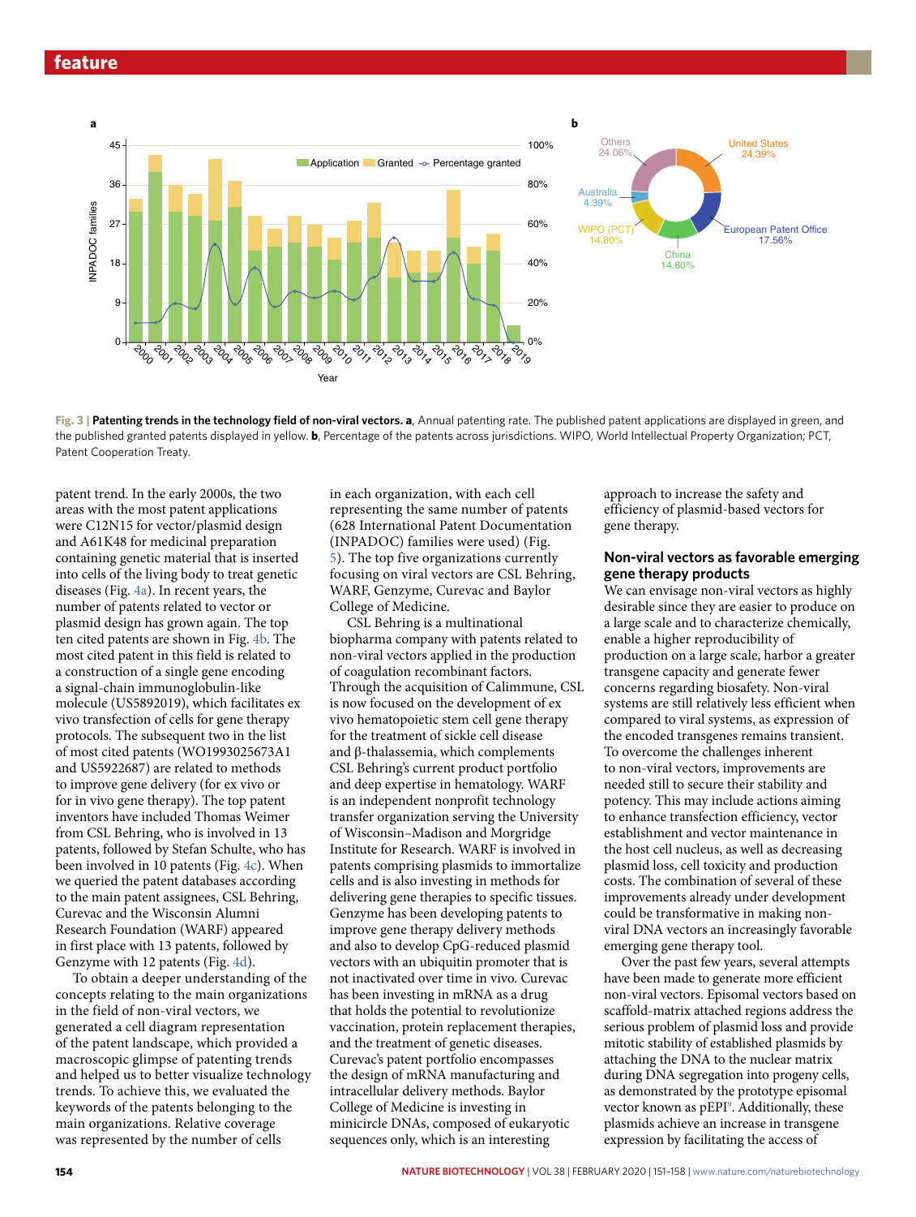Fig. 3 | **Patenting trends in the technology field of non-viral vectors. a**, Annual patenting rate. The published patent applications are displayed in green, and the published granted patents displayed in yellow. **b**, Percentage of the patents across jurisdictions. WIPO, World Intellectual Property Organization; PCT, Patent Cooperation Treaty.

patent trend. In the early 2000s, the two areas with the most patent applications were C12N15 for vector/plasmid design and A61K48 for medicinal preparation containing genetic material that is inserted into cells of the living body to treat genetic diseases (Fig. 4a). In recent years, the number of patents related to vector or plasmid design has grown again. The top ten cited patents are shown in Fig. 4b. The most cited patent in this field is related to a construction of a single gene encoding a signal-chain immunoglobulin-like molecule (US5892019), which facilitates ex vivo transfection of cells for gene therapy protocols. The subsequent two in the list of most cited patents (WO1993025673A1 and US5922687) are related to methods to improve gene delivery (for ex vivo or for in vivo gene therapy). The top patent inventors have included Thomas Weimer from CSL Behring, who is involved in 13 patents, followed by Stefan Schulte, who has been involved in 10 patents (Fig. 4c). When we queried the patent databases according to the main patent assignees, CSL Behring, Curevac and the Wisconsin Alumni Research Foundation (WARF) appeared in first place with 13 patents, followed by Genzyme with 12 patents (Fig. 4d).

To obtain a deeper understanding of the concepts relating to the main organizations in the field of non-viral vectors, we generated a cell diagram representation of the patent landscape, which provided a macroscopic glimpse of patenting trends and helped us to better visualize technology trends. To achieve this, we evaluated the keywords of the patents belonging to the main organizations. Relative coverage was represented by the number of cells in each organization, with each cell representing the same number of patents (628 International Patent Documentation (INPADOC) families were used) (Fig. 5). The top five organizations currently focusing on viral vectors are CSL Behring, WARF, Genzyme, Curevac and Baylor College of Medicine.

CSL Behring is a multinational biopharma company with patents related to non-viral vectors applied in the production of coagulation recombinant factors. Through the acquisition of Calimmune, CSL is now focused on the development of ex vivo hematopoietic stem cell gene therapy for the treatment of sickle cell disease and β-thalassemia, which complements CSL Behring's current product portfolio and deep expertise in hematology. WARF is an independent nonprofit technology transfer organization serving the University of Wisconsin–Madison and Morgridge Institute for Research. WARF is involved in patents comprising plasmids to immortalize cells and is also investing in methods for delivering gene therapies to specific tissues. Genzyme has been developing patents to improve gene therapy delivery methods and also to develop CpG-reduced plasmid vectors with an ubiquitin promoter that is not inactivated over time in vivo. Curevac has been investing in mRNA as a drug that holds the potential to revolutionize vaccination, protein replacement therapies, and the treatment of genetic diseases. Curevac's patent portfolio encompasses the design of mRNA manufacturing and intracellular delivery methods. Baylor College of Medicine is investing in minicircle DNAs, composed of eukaryotic sequences only, which is an interesting approach to increase the safety and efficiency of plasmid-based vectors for gene therapy.

## Non-viral vectors as favorable emerging gene therapy products

We can envisage non-viral vectors as highly desirable since they are easier to produce on a large scale and to characterize chemically, enable a higher reproducibility of production on a large scale, harbor a greater transgene capacity and generate fewer concerns regarding biosafety. Non-viral systems are still relatively less efficient when compared to viral systems, as expression of the encoded transgenes remains transient. To overcome the challenges inherent to non-viral vectors, improvements are needed still to secure their stability and potency. This may include actions aiming to enhance transfection efficiency, vector establishment and vector maintenance in the host cell nucleus, as well as decreasing plasmid loss, cell toxicity and production costs. The combination of several of these improvements already under development could be transformative in making non-viral DNA vectors an increasingly favorable emerging gene therapy tool.

Over the past few years, several attempts have been made to generate more efficient non-viral vectors. Episomal vectors based on scaffold-matrix attached regions address the serious problem of plasmid loss and provide mitotic stability of established plasmids by attaching the DNA to the nuclear matrix during DNA segregation into progeny cells, as demonstrated by the prototype episomal vector known as pEPI[9]. Additionally, these plasmids achieve an increase in transgene expression by facilitating the access of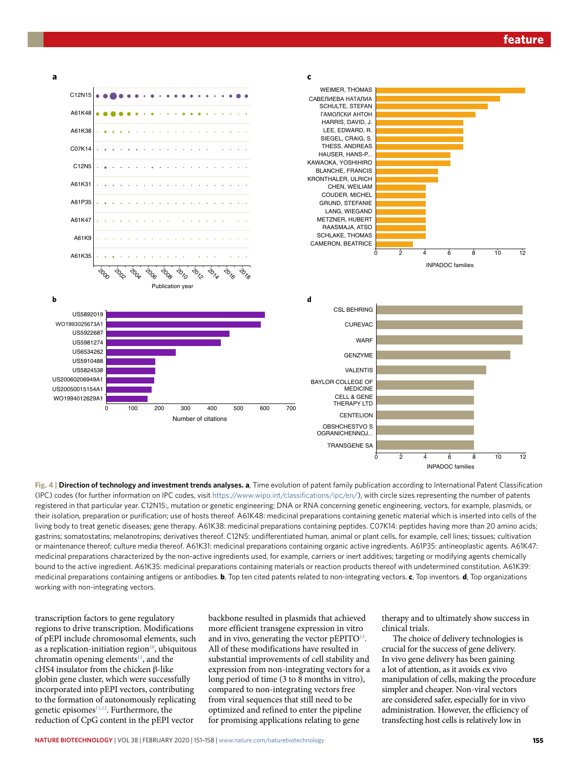**Fig. 4 | Direction of technology and investment trends analyses. a**, Time evolution of patent family publication according to International Patent Classification (IPC) codes (for further information on IPC codes, visit https://www.wipo.int/classifications/ipc/en/), with circle sizes representing the number of patents registered in that particular year. C12N15:, mutation or genetic engineering; DNA or RNA concerning genetic engineering, vectors, for example, plasmids, or their isolation, preparation or purification; use of hosts thereof. A61K48: medicinal preparations containing genetic material which is inserted into cells of the living body to treat genetic diseases; gene therapy. A61K38: medicinal preparations containing peptides. C07K14: peptides having more than 20 amino acids; gastrins; somatostatins; melanotropins; derivatives thereof. C12N5: undifferentiated human, animal or plant cells, for example, cell lines; tissues; cultivation or maintenance thereof; culture media thereof. A61K31: medicinal preparations containing organic active ingredients. A61P35: antineoplastic agents. A61K47: medicinal preparations characterized by the non-active ingredients used, for example, carriers or inert additives; targeting or modifying agents chemically bound to the active ingredient. A61K35: medicinal preparations containing materials or reaction products thereof with undetermined constitution. A61K39: medicinal preparations containing antigens or antibodies. **b**, Top ten cited patents related to non-integrating vectors. **c**, Top inventors. **d**, Top organizations working with non-integrating vectors.

transcription factors to gene regulatory regions to drive transcription. Modifications of pEPI include chromosomal elements, such as a replication-initiation region[10], ubiquitous chromatin opening elements[11], and the cHS4 insulator from the chicken β-like globin gene cluster, which were successfully incorporated into pEPI vectors, contributing to the formation of autonomously replicating genetic episomes[11,12]. Furthermore, the reduction of CpG content in the pEPI vector backbone resulted in plasmids that achieved more efficient transgene expression in vitro and in vivo, generating the vector pEPITO[13]. All of these modifications have resulted in substantial improvements of cell stability and expression from non-integrating vectors for a long period of time (3 to 8 months in vitro), compared to non-integrating vectors free from viral sequences that still need to be optimized and refined to enter the pipeline for promising applications relating to gene therapy and to ultimately show success in clinical trials.

The choice of delivery technologies is crucial for the success of gene delivery. In vivo gene delivery has been gaining a lot of attention, as it avoids ex vivo manipulation of cells, making the procedure simpler and cheaper. Non-viral vectors are considered safer, especially for in vivo administration. However, the efficiency of transfecting host cells is relatively low in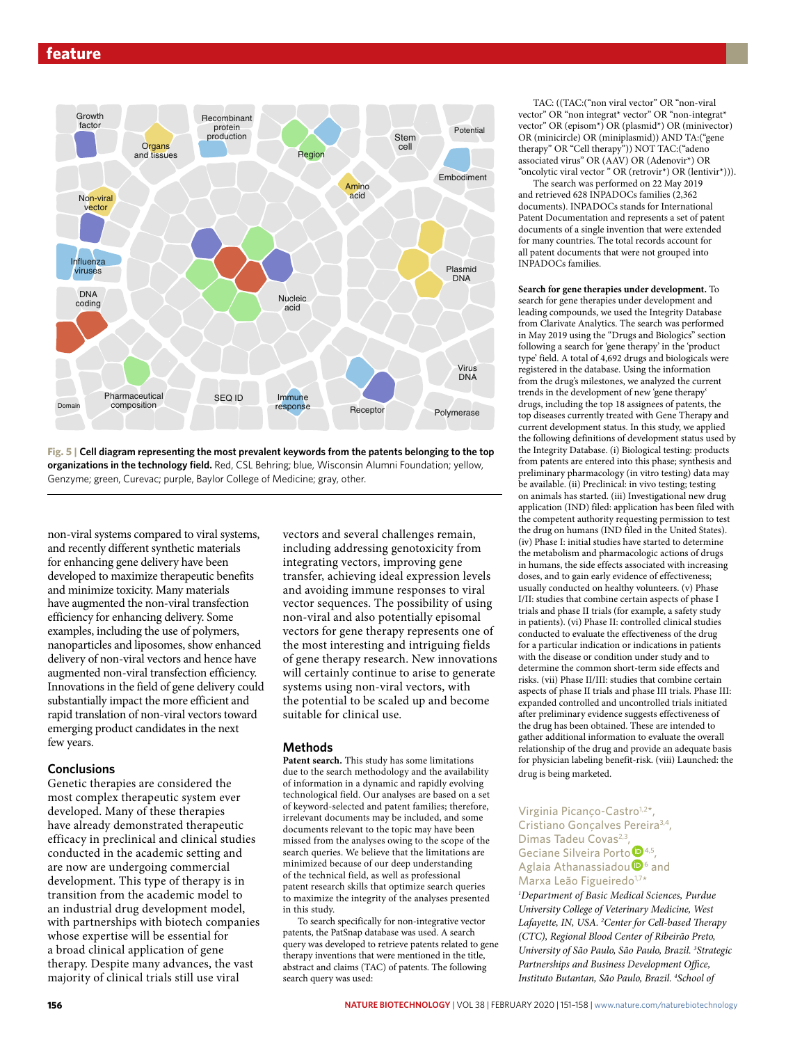Fig. 5 | **Cell diagram representing the most prevalent keywords from the patents belonging to the top organizations in the technology field.** Red, CSL Behring; blue, Wisconsin Alumni Foundation; yellow, Genzyme; green, Curevac; purple, Baylor College of Medicine; gray, other.

non-viral systems compared to viral systems, and recently different synthetic materials for enhancing gene delivery have been developed to maximize therapeutic benefits and minimize toxicity. Many materials have augmented the non-viral transfection efficiency for enhancing delivery. Some examples, including the use of polymers, nanoparticles and liposomes, show enhanced delivery of non-viral vectors and hence have augmented non-viral transfection efficiency. Innovations in the field of gene delivery could substantially impact the more efficient and rapid translation of non-viral vectors toward emerging product candidates in the next few years.

## Conclusions

Genetic therapies are considered the most complex therapeutic system ever developed. Many of these therapies have already demonstrated therapeutic efficacy in preclinical and clinical studies conducted in the academic setting and are now are undergoing commercial development. This type of therapy is in transition from the academic model to an industrial drug development model, with partnerships with biotech companies whose expertise will be essential for a broad clinical application of gene therapy. Despite many advances, the vast majority of clinical trials still use viral vectors and several challenges remain, including addressing genotoxicity from integrating vectors, improving gene transfer, achieving ideal expression levels and avoiding immune responses to viral vector sequences. The possibility of using non-viral and also potentially episomal vectors for gene therapy represents one of the most interesting and intriguing fields of gene therapy research. New innovations will certainly continue to arise to generate systems using non-viral vectors, with the potential to be scaled up and become suitable for clinical use.

## Methods

**Patent search.** This study has some limitations due to the search methodology and the availability of information in a dynamic and rapidly evolving technological field. Our analyses are based on a set of keyword-selected and patent families; therefore, irrelevant documents may be included, and some documents relevant to the topic may have been missed from the analyses owing to the scope of the search queries. We believe that the limitations are minimized because of our deep understanding of the technical field, as well as professional patent research skills that optimize search queries to maximize the integrity of the analyses performed in this study.

To search specifically for non-integrative vector patents, the PatSnap database was used. A search query was developed to retrieve patents related to gene therapy inventions that were mentioned in the title, abstract and claims (TAC) of patents. The following search query was used:

TAC: ((TAC:("non viral vector" OR "non-viral vector" OR "non integrat* vector" OR "non-integrat* vector" OR (episom*) OR (plasmid*) OR (minivector) OR (minicircle) OR (miniplasmid)) AND TA:("gene therapy" OR "Cell therapy")) NOT TAC:("adeno associated virus" OR (AAV) OR (Adenovir*) OR "oncolytic viral vector " OR (retrovir*) OR (lentivir*))).

The search was performed on 22 May 2019 and retrieved 628 INPADOCs families (2,362 documents). INPADOCs stands for International Patent Documentation and represents a set of patent documents of a single invention that were extended for many countries. The total records account for all patent documents that were not grouped into INPADOCs families.

**Search for gene therapies under development.** To search for gene therapies under development and leading compounds, we used the Integrity Database from Clarivate Analytics. The search was performed in May 2019 using the "Drugs and Biologics" section following a search for 'gene therapy' in the 'product type' field. A total of 4,692 drugs and biologicals were registered in the database. Using the information from the drug's milestones, we analyzed the current trends in the development of new 'gene therapy' drugs, including the top 18 assignees of patents, the top diseases currently treated with Gene Therapy and current development status. In this study, we applied the following definitions of development status used by the Integrity Database. (i) Biological testing: products from patents are entered into this phase; synthesis and preliminary pharmacology (in vitro testing) data may be available. (ii) Preclinical: in vivo testing; testing on animals has started. (iii) Investigational new drug application (IND) filed: application has been filed with the competent authority requesting permission to test the drug on humans (IND filed in the United States). (iv) Phase I: initial studies have started to determine the metabolism and pharmacologic actions of drugs in humans, the side effects associated with increasing doses, and to gain early evidence of effectiveness; usually conducted on healthy volunteers. (v) Phase I/II: studies that combine certain aspects of phase I trials and phase II trials (for example, a safety study in patients). (vi) Phase II: controlled clinical studies conducted to evaluate the effectiveness of the drug for a particular indication or indications in patients with the disease or condition under study and to determine the common short-term side effects and risks. (vii) Phase II/III: studies that combine certain aspects of phase II trials and phase III trials. Phase III: expanded controlled and uncontrolled trials initiated after preliminary evidence suggests effectiveness of the drug has been obtained. These are intended to gather additional information to evaluate the overall relationship of the drug and provide an adequate basis for physician labeling benefit-risk. (viii) Launched: the drug is being marketed.

Virginia Picanço-Castro[1,2]*, Cristiano Gonçalves Pereira[3,4], Dimas Tadeu Covas[2,3], Geciane Silveira Porto[4,5], Aglaia Athanassiadou[6] and Marxa Leão Figueiredo[1,7]*

[1]*Department of Basic Medical Sciences, Purdue University College of Veterinary Medicine, West Lafayette, IN, USA.* [2]*Center for Cell-based Therapy (CTC), Regional Blood Center of Ribeirão Preto, University of São Paulo, São Paulo, Brazil.* [3]*Strategic Partnerships and Business Development Office, Instituto Butantan, São Paulo, Brazil.* [4]*School of*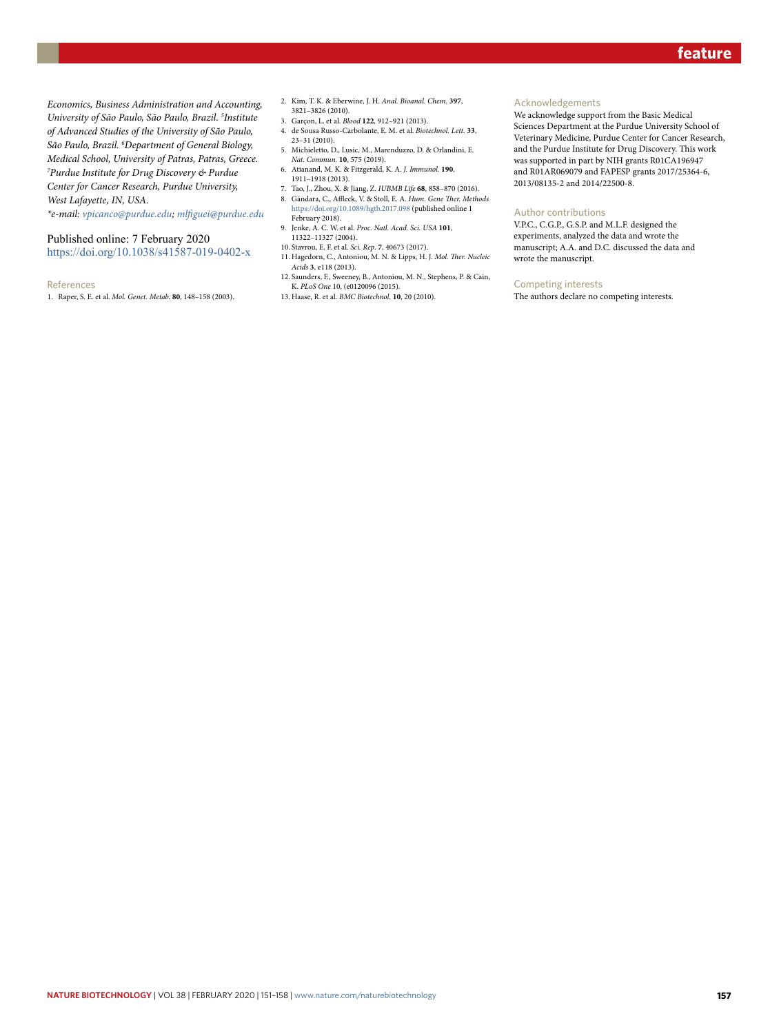*Economics, Business Administration and Accounting, University of São Paulo, São Paulo, Brazil. [5]Institute of Advanced Studies of the University of São Paulo, São Paulo, Brazil. [6]Department of General Biology, Medical School, University of Patras, Patras, Greece. [7]Purdue Institute for Drug Discovery & Purdue Center for Cancer Research, Purdue University, West Lafayette, IN, USA.*
*\*e-mail: vpicanco@purdue.edu; mlfiguei@purdue.edu*

Published online: 7 February 2020
https://doi.org/10.1038/s41587-019-0402-x

## References

1. Raper, S. E. et al. *Mol. Genet. Metab.* **80**, 148–158 (2003).
2. Kim, T. K. & Eberwine, J. H. *Anal. Bioanal. Chem.* **397**, 3821–3826 (2010).
3. Garçon, L. et al. *Blood* **122**, 912–921 (2013).
4. de Sousa Russo-Carbolante, E. M. et al. *Biotechnol. Lett.* **33**, 23–31 (2010).
5. Michieletto, D., Lusic, M., Marenduzzo, D. & Orlandini, E. *Nat. Commun.* **10**, 575 (2019).
6. Atianand, M. K. & Fitzgerald, K. A. *J. Immunol.* **190**, 1911–1918 (2013).
7. Tao, J., Zhou, X. & Jiang, Z. *IUBMB Life* **68**, 858–870 (2016).
8. Gándara, C., Affleck, V. & Stoll, E. A. *Hum. Gene Ther. Methods* https://doi.org/10.1089/hgtb.2017.098 (published online 1 February 2018).
9. Jenke, A. C. W. et al. *Proc. Natl. Acad. Sci. USA* **101**, 11322–11327 (2004).
10. Stavrou, E. F. et al. *Sci. Rep.* **7**, 40673 (2017).
11. Hagedorn, C., Antoniou, M. N. & Lipps, H. J. *Mol. Ther. Nucleic Acids* **3**, e118 (2013).
12. Saunders, F., Sweeney, B., Antoniou, M. N., Stephens, P. & Cain, K. *PLoS One* 10, (e0120096 (2015).
13. Haase, R. et al. *BMC Biotechnol.* **10**, 20 (2010).

## Acknowledgements

We acknowledge support from the Basic Medical Sciences Department at the Purdue University School of Veterinary Medicine, Purdue Center for Cancer Research, and the Purdue Institute for Drug Discovery. This work was supported in part by NIH grants R01CA196947 and R01AR069079 and FAPESP grants 2017/25364-6, 2013/08135-2 and 2014/22500-8.

## Author contributions

V.P.C., C.G.P., G.S.P. and M.L.F. designed the experiments, analyzed the data and wrote the manuscript; A.A. and D.C. discussed the data and wrote the manuscript.

## Competing interests

The authors declare no competing interests.